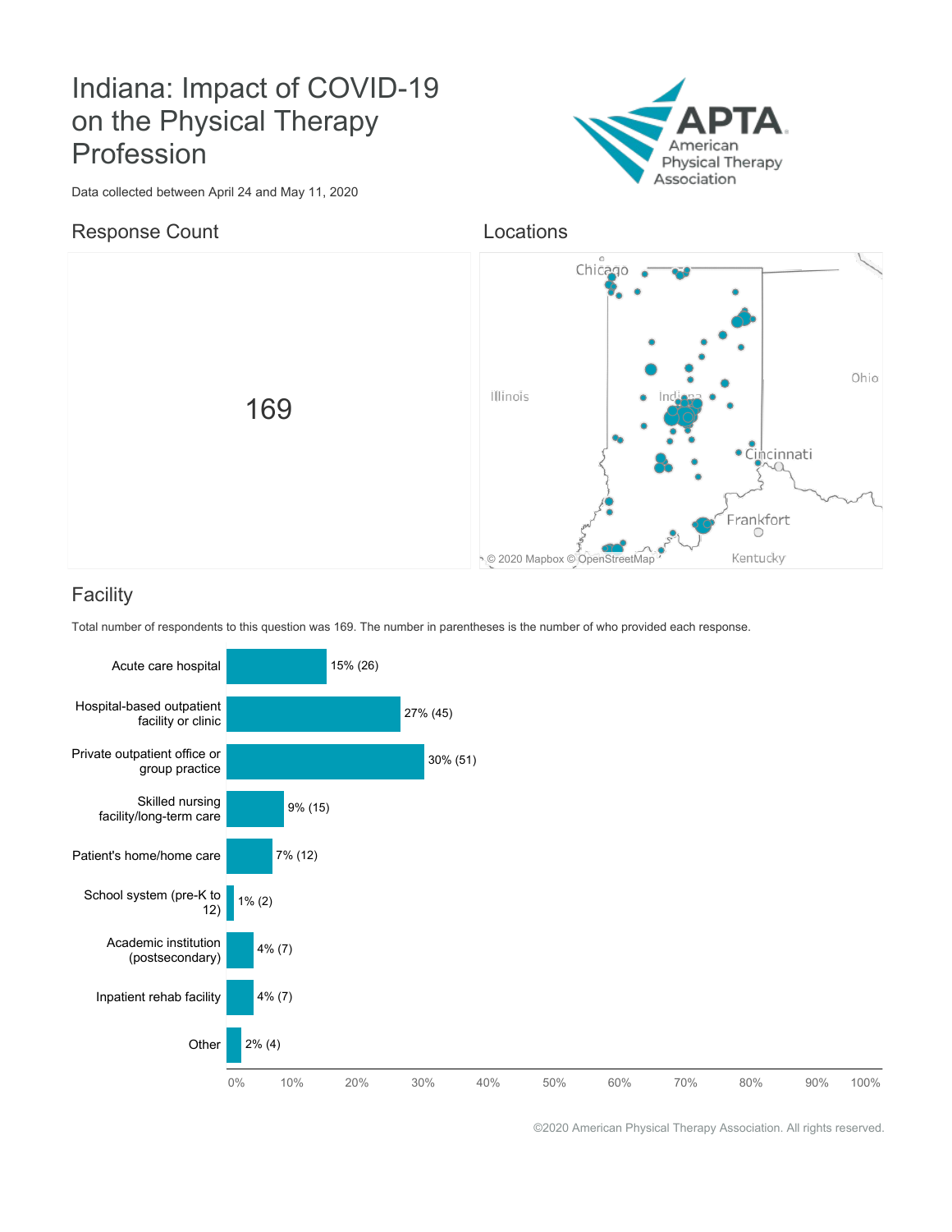# Indiana: Impact of COVID-19 on the Physical Therapy Profession

Data collected between April 24 and May 11, 2020

## Response Count

169

## Locations

## Facility

Total number of respondents to this question was 169. The number in parentheses is the number of who provided each response.

| Facility | Response |
| --- | --- |
| Acute care hospital | 15% (26) |
| Hospital-based outpatient facility or clinic | 27% (45) |
| Private outpatient office or group practice | 30% (51) |
| Skilled nursing facility/long-term care | 9% (15) |
| Patient's home/home care | 7% (12) |
| School system (pre-K to 12) | 1% (2) |
| Academic institution (postsecondary) | 4% (7) |
| Inpatient rehab facility | 4% (7) |
| Other | 2% (4) |

©2020 American Physical Therapy Association. All rights reserved.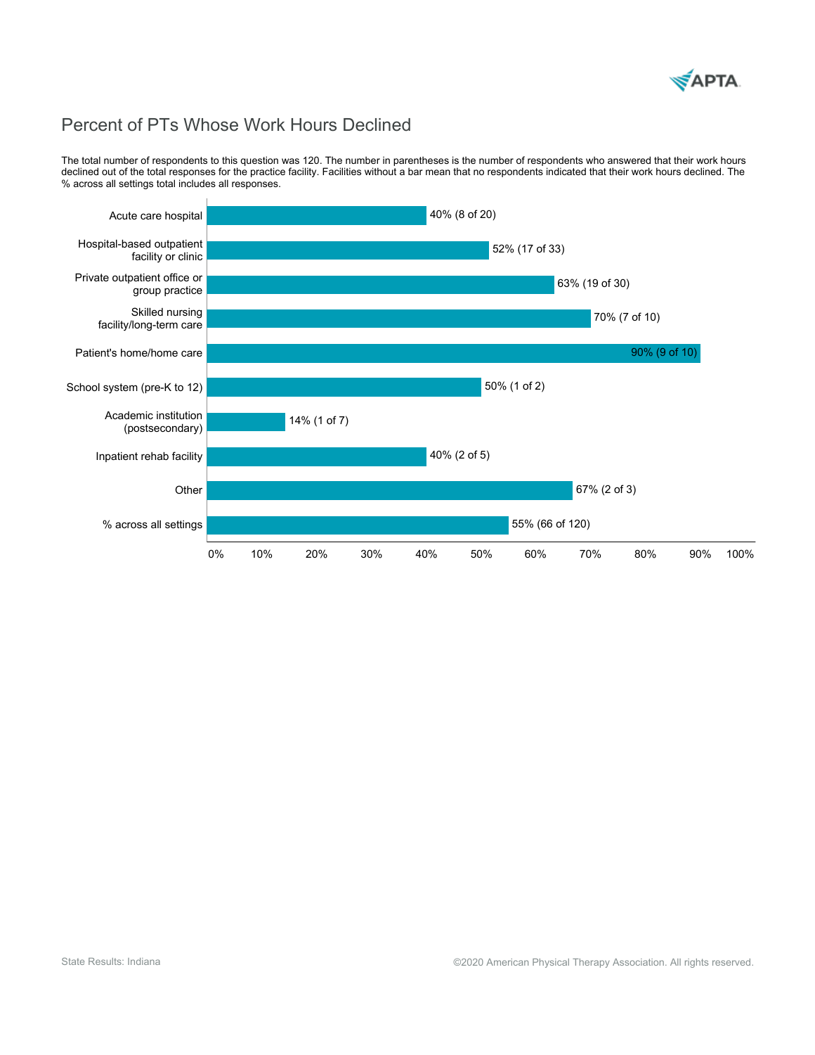# Percent of PTs Whose Work Hours Declined

The total number of respondents to this question was 120. The number in parentheses is the number of respondents who answered that their work hours declined out of the total responses for the practice facility. Facilities without a bar mean that no respondents indicated that their work hours declined. The % across all settings total includes all responses.

| Practice Facility | Percent |
| --- | --- |
| Acute care hospital | 40% (8 of 20) |
| Hospital-based outpatient facility or clinic | 52% (17 of 33) |
| Private outpatient office or group practice | 63% (19 of 30) |
| Skilled nursing facility/long-term care | 70% (7 of 10) |
| Patient's home/home care | 90% (9 of 10) |
| School system (pre-K to 12) | 50% (1 of 2) |
| Academic institution (postsecondary) | 14% (1 of 7) |
| Inpatient rehab facility | 40% (2 of 5) |
| Other | 67% (2 of 3) |
| % across all settings | 55% (66 of 120) |

State Results: Indiana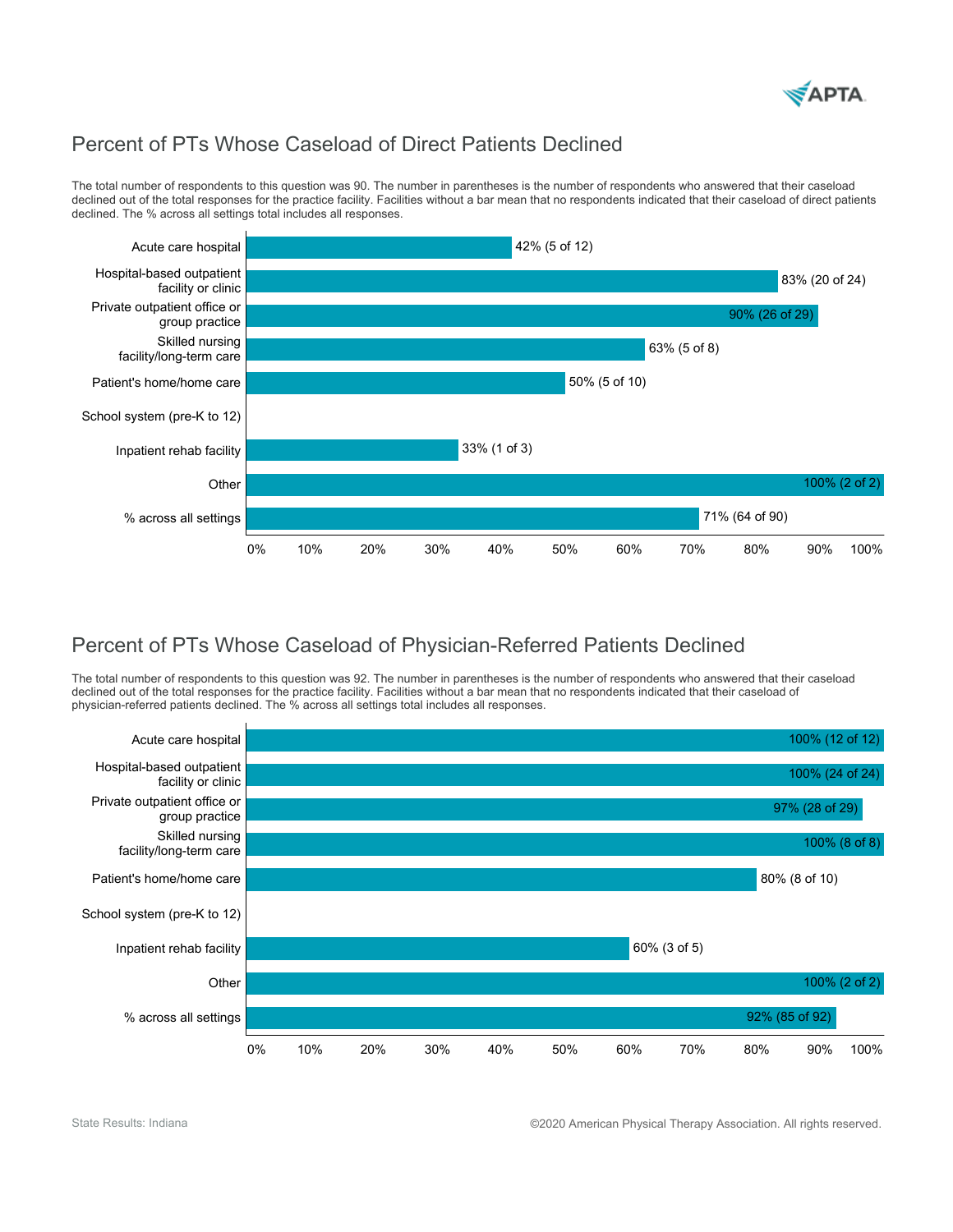## Percent of PTs Whose Caseload of Direct Patients Declined

The total number of respondents to this question was 90. The number in parentheses is the number of respondents who answered that their caseload declined out of the total responses for the practice facility. Facilities without a bar mean that no respondents indicated that their caseload of direct patients declined. The % across all settings total includes all responses.

| Setting | Percent |
| --- | --- |
| Acute care hospital | 42% (5 of 12) |
| Hospital-based outpatient facility or clinic | 83% (20 of 24) |
| Private outpatient office or group practice | 90% (26 of 29) |
| Skilled nursing facility/long-term care | 63% (5 of 8) |
| Patient's home/home care | 50% (5 of 10) |
| School system (pre-K to 12) | |
| Inpatient rehab facility | 33% (1 of 3) |
| Other | 100% (2 of 2) |
| % across all settings | 71% (64 of 90) |

## Percent of PTs Whose Caseload of Physician-Referred Patients Declined

The total number of respondents to this question was 92. The number in parentheses is the number of respondents who answered that their caseload declined out of the total responses for the practice facility. Facilities without a bar mean that no respondents indicated that their caseload of physician-referred patients declined. The % across all settings total includes all responses.

| Setting | Percent |
| --- | --- |
| Acute care hospital | 100% (12 of 12) |
| Hospital-based outpatient facility or clinic | 100% (24 of 24) |
| Private outpatient office or group practice | 97% (28 of 29) |
| Skilled nursing facility/long-term care | 100% (8 of 8) |
| Patient's home/home care | 80% (8 of 10) |
| School system (pre-K to 12) | |
| Inpatient rehab facility | 60% (3 of 5) |
| Other | 100% (2 of 2) |
| % across all settings | 92% (85 of 92) |

State Results: Indiana

©2020 American Physical Therapy Association. All rights reserved.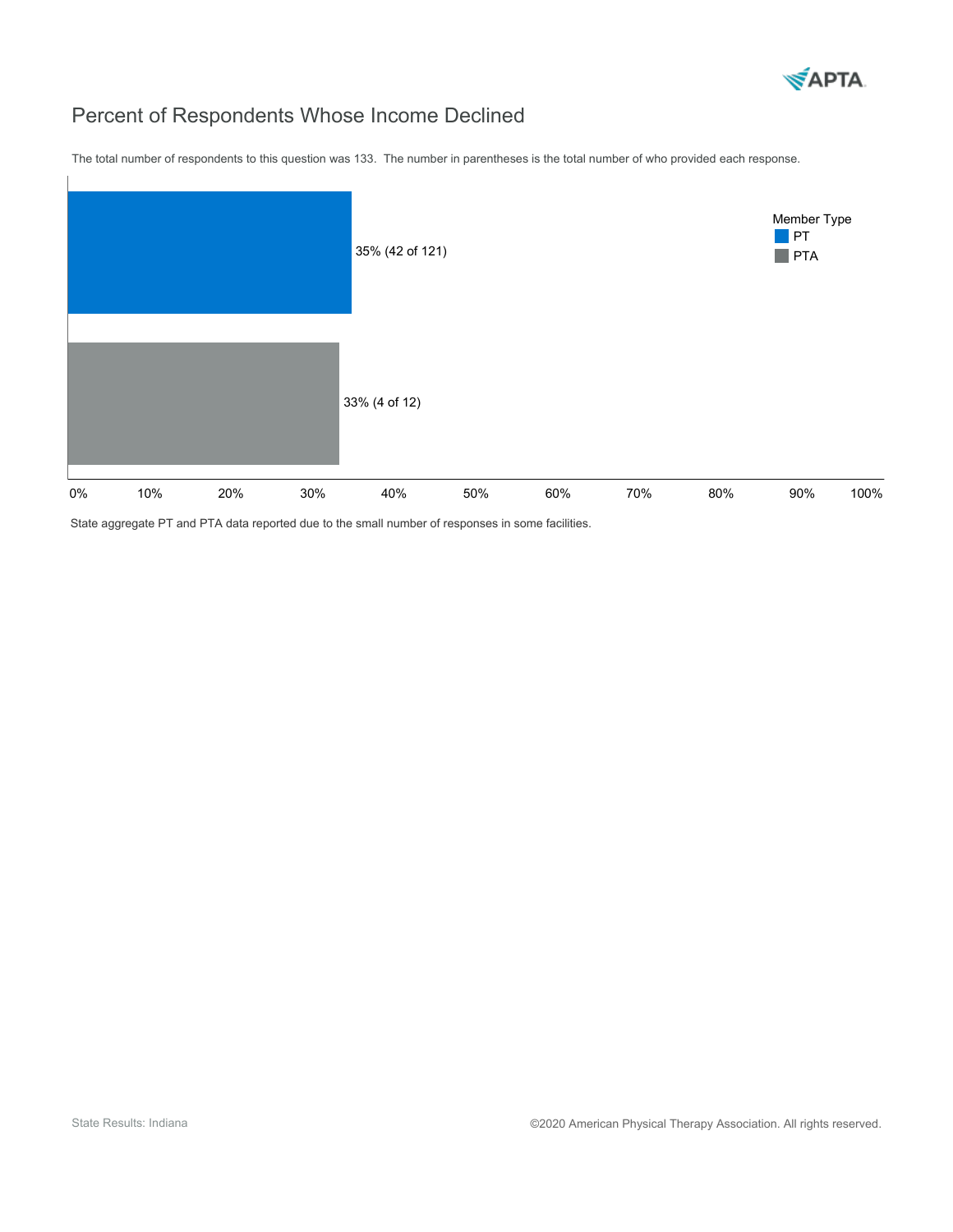# Percent of Respondents Whose Income Declined

The total number of respondents to this question was 133. The number in parentheses is the total number of who provided each response.

| Member Type | Percent |
| --- | --- |
| PT | 35% (42 of 121) |
| PTA | 33% (4 of 12) |

State aggregate PT and PTA data reported due to the small number of responses in some facilities.

State Results: Indiana

©2020 American Physical Therapy Association. All rights reserved.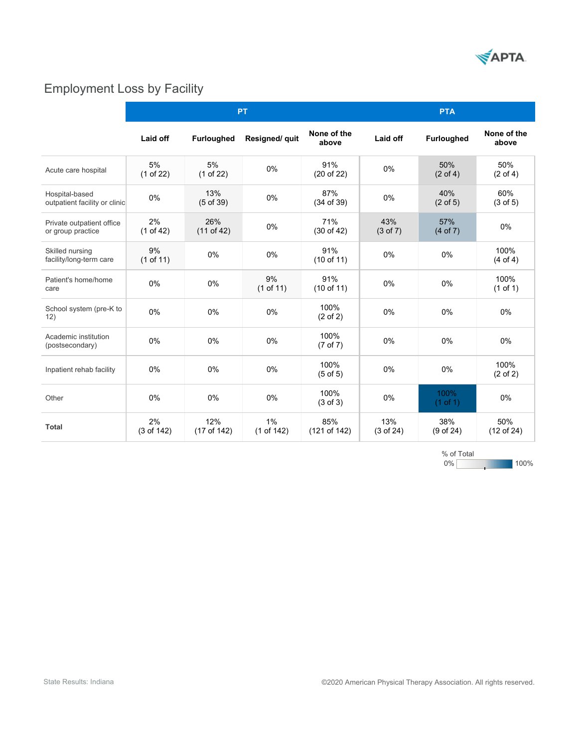## Employment Loss by Facility

| | PT | | | | PTA | | |
|---|---|---|---|---|---|---|---|
| | Laid off | Furloughed | Resigned/ quit | None of the above | Laid off | Furloughed | None of the above |
| Acute care hospital | 5% (1 of 22) | 5% (1 of 22) | 0% | 91% (20 of 22) | 0% | 50% (2 of 4) | 50% (2 of 4) |
| Hospital-based outpatient facility or clinic | 0% | 13% (5 of 39) | 0% | 87% (34 of 39) | 0% | 40% (2 of 5) | 60% (3 of 5) |
| Private outpatient office or group practice | 2% (1 of 42) | 26% (11 of 42) | 0% | 71% (30 of 42) | 43% (3 of 7) | 57% (4 of 7) | 0% |
| Skilled nursing facility/long-term care | 9% (1 of 11) | 0% | 0% | 91% (10 of 11) | 0% | 0% | 100% (4 of 4) |
| Patient's home/home care | 0% | 0% | 9% (1 of 11) | 91% (10 of 11) | 0% | 0% | 100% (1 of 1) |
| School system (pre-K to 12) | 0% | 0% | 0% | 100% (2 of 2) | 0% | 0% | 0% |
| Academic institution (postsecondary) | 0% | 0% | 0% | 100% (7 of 7) | 0% | 0% | 0% |
| Inpatient rehab facility | 0% | 0% | 0% | 100% (5 of 5) | 0% | 0% | 100% (2 of 2) |
| Other | 0% | 0% | 0% | 100% (3 of 3) | 0% | 100% (1 of 1) | 0% |
| **Total** | 2% (3 of 142) | 12% (17 of 142) | 1% (1 of 142) | 85% (121 of 142) | 13% (3 of 24) | 38% (9 of 24) | 50% (12 of 24) |

% of Total: 0% – 100%

State Results: Indiana

©2020 American Physical Therapy Association. All rights reserved.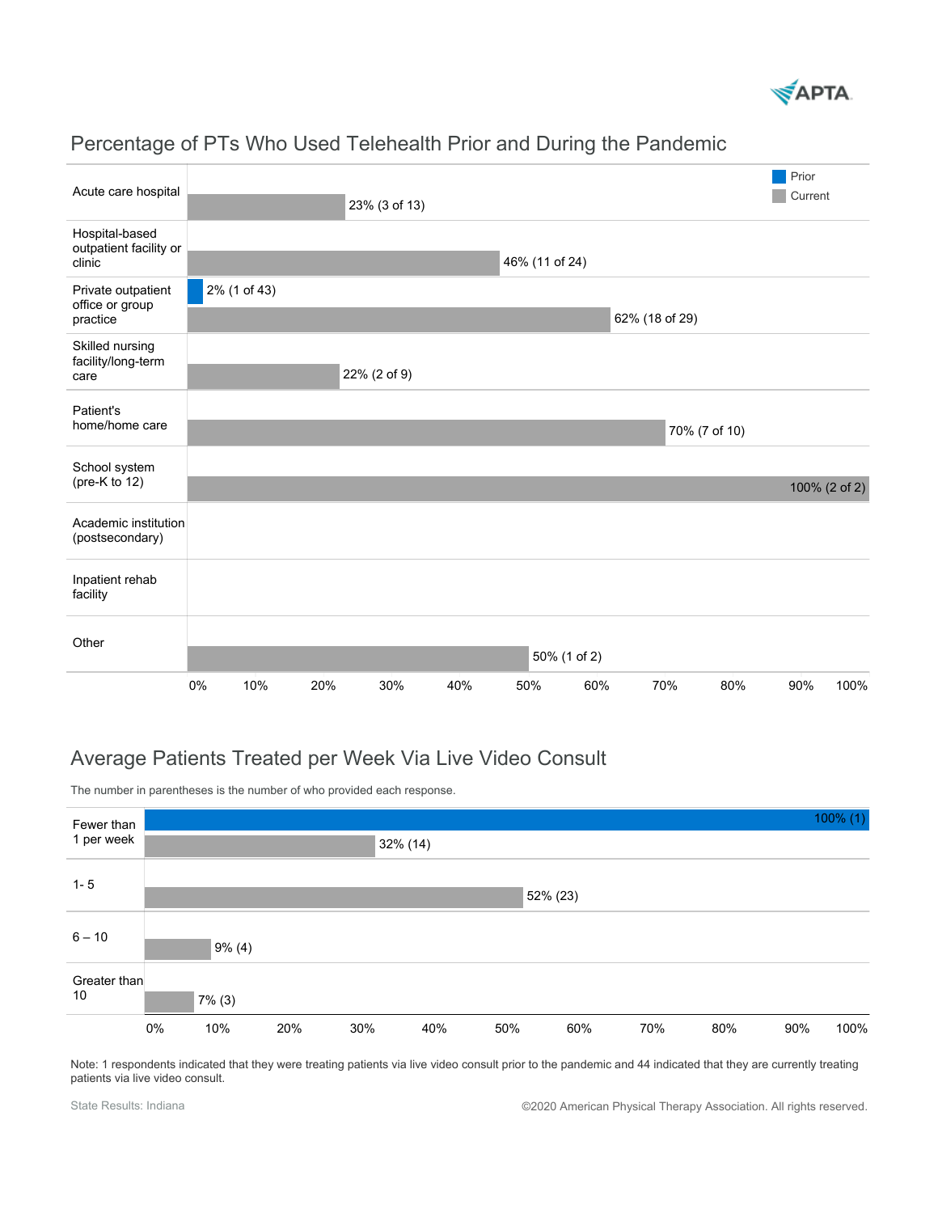## Percentage of PTs Who Used Telehealth Prior and During the Pandemic

| Setting | Prior | Current |
|---|---|---|
| Acute care hospital | | 23% (3 of 13) |
| Hospital-based outpatient facility or clinic | | 46% (11 of 24) |
| Private outpatient office or group practice | 2% (1 of 43) | 62% (18 of 29) |
| Skilled nursing facility/long-term care | | 22% (2 of 9) |
| Patient's home/home care | | 70% (7 of 10) |
| School system (pre-K to 12) | | 100% (2 of 2) |
| Academic institution (postsecondary) | | |
| Inpatient rehab facility | | |
| Other | | 50% (1 of 2) |

## Average Patients Treated per Week Via Live Video Consult

The number in parentheses is the number of who provided each response.

| Patients per week | Prior | Current |
|---|---|---|
| Fewer than 1 per week | 100% (1) | 32% (14) |
| 1- 5 | | 52% (23) |
| 6 – 10 | | 9% (4) |
| Greater than 10 | | 7% (3) |

Note: 1 respondents indicated that they were treating patients via live video consult prior to the pandemic and 44 indicated that they are currently treating patients via live video consult.

State Results: Indiana

©2020 American Physical Therapy Association. All rights reserved.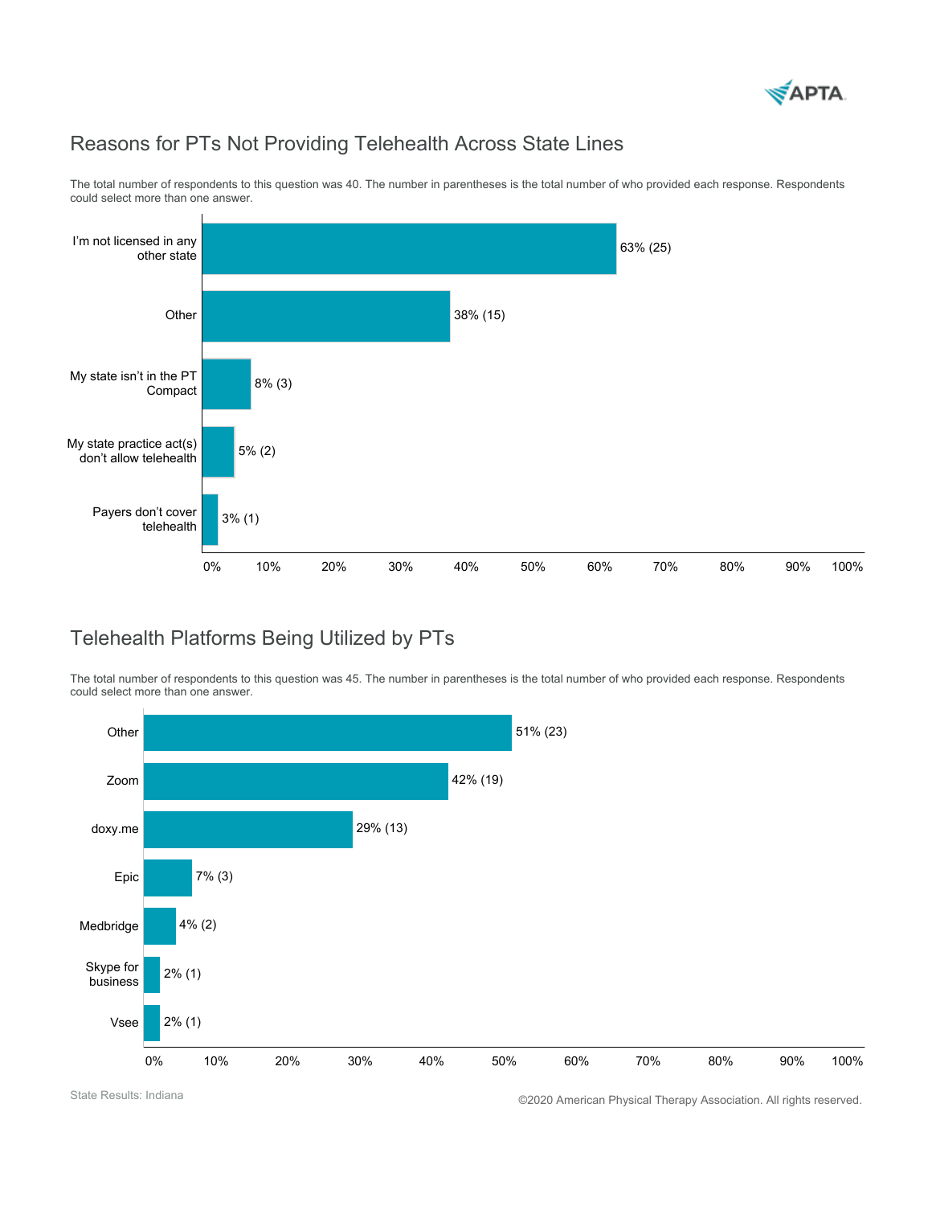## Reasons for PTs Not Providing Telehealth Across State Lines

The total number of respondents to this question was 40. The number in parentheses is the total number of who provided each response. Respondents could select more than one answer.

| Response | Percent (Count) |
| --- | --- |
| I'm not licensed in any other state | 63% (25) |
| Other | 38% (15) |
| My state isn't in the PT Compact | 8% (3) |
| My state practice act(s) don't allow telehealth | 5% (2) |
| Payers don't cover telehealth | 3% (1) |

## Telehealth Platforms Being Utilized by PTs

The total number of respondents to this question was 45. The number in parentheses is the total number of who provided each response. Respondents could select more than one answer.

| Response | Percent (Count) |
| --- | --- |
| Other | 51% (23) |
| Zoom | 42% (19) |
| doxy.me | 29% (13) |
| Epic | 7% (3) |
| Medbridge | 4% (2) |
| Skype for business | 2% (1) |
| Vsee | 2% (1) |

State Results: Indiana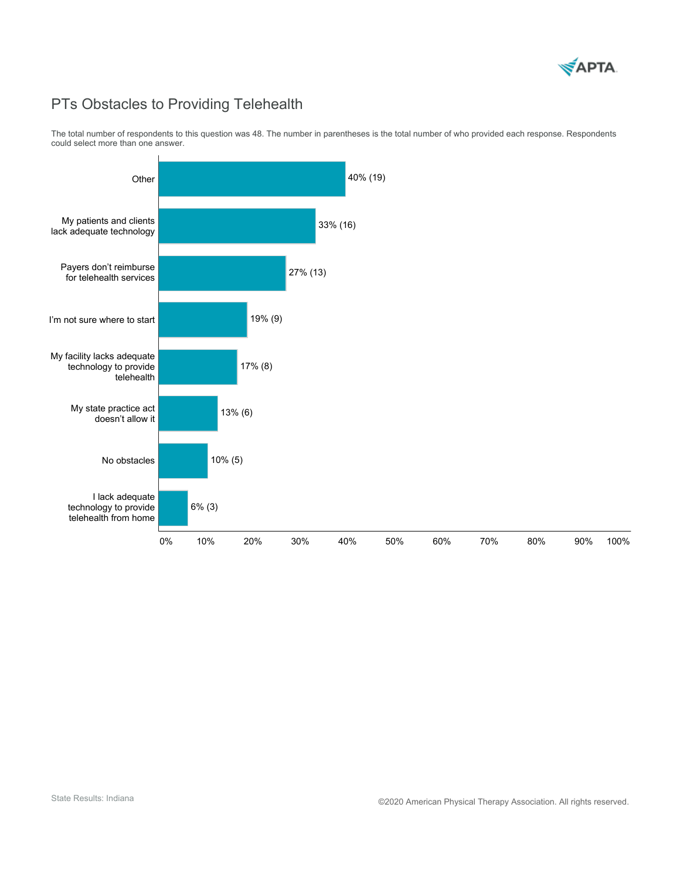# PTs Obstacles to Providing Telehealth

The total number of respondents to this question was 48. The number in parentheses is the total number of who provided each response. Respondents could select more than one answer.

| Response | Percentage (Count) |
| --- | --- |
| Other | 40% (19) |
| My patients and clients lack adequate technology | 33% (16) |
| Payers don't reimburse for telehealth services | 27% (13) |
| I'm not sure where to start | 19% (9) |
| My facility lacks adequate technology to provide telehealth | 17% (8) |
| My state practice act doesn't allow it | 13% (6) |
| No obstacles | 10% (5) |
| I lack adequate technology to provide telehealth from home | 6% (3) |

State Results: Indiana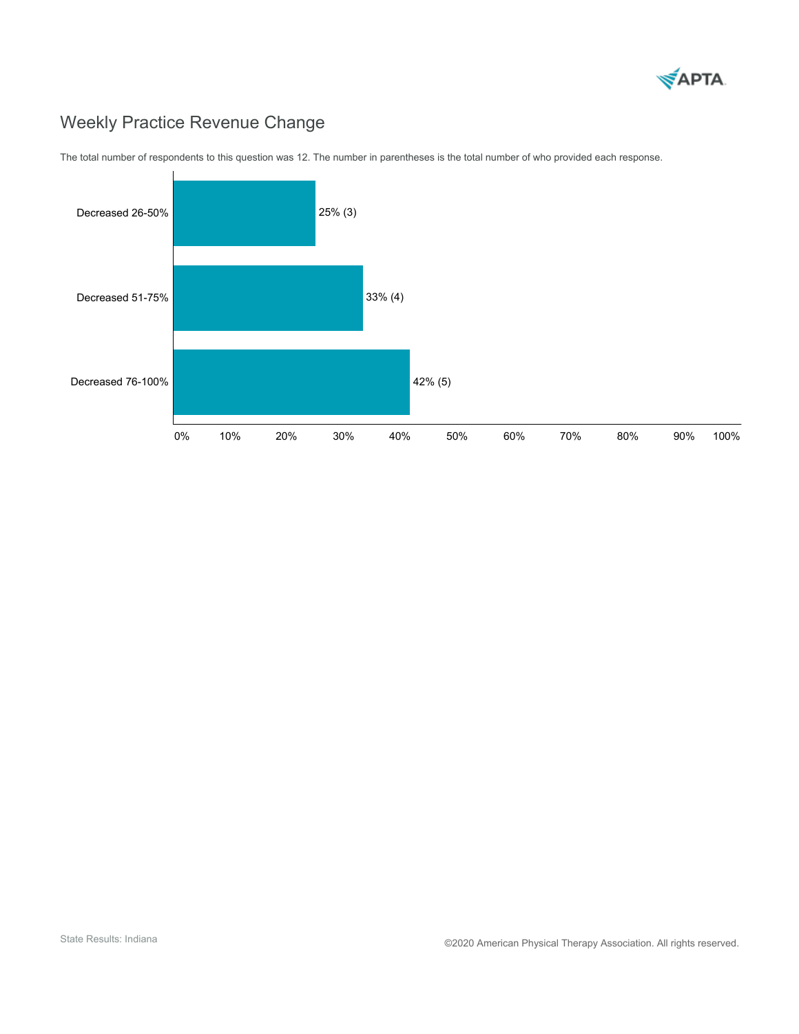# Weekly Practice Revenue Change

The total number of respondents to this question was 12. The number in parentheses is the total number of who provided each response.

| Response | Percentage (Count) |
| --- | --- |
| Decreased 26-50% | 25% (3) |
| Decreased 51-75% | 33% (4) |
| Decreased 76-100% | 42% (5) |

State Results: Indiana

©2020 American Physical Therapy Association. All rights reserved.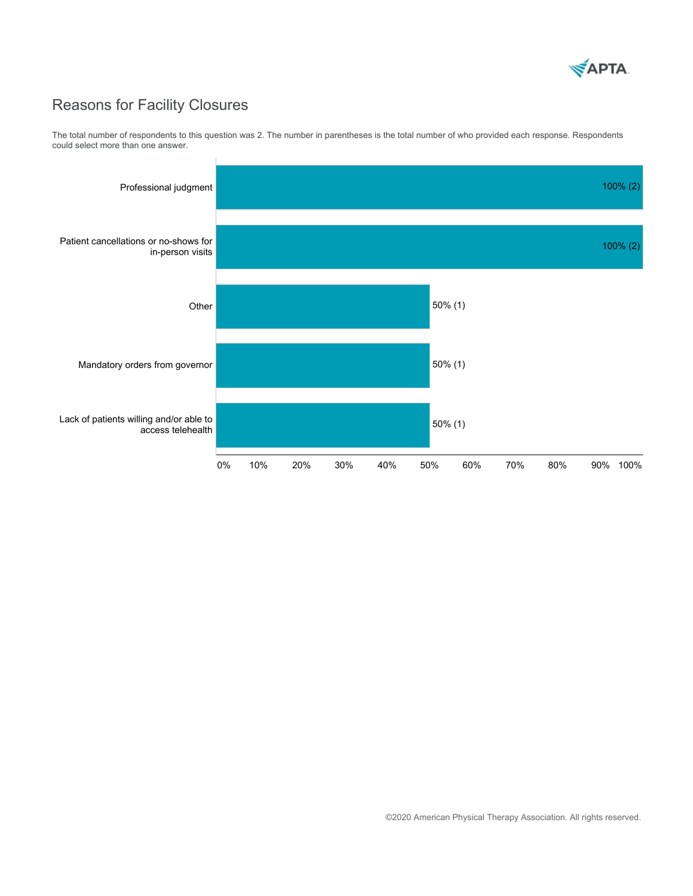## Reasons for Facility Closures

The total number of respondents to this question was 2. The number in parentheses is the total number of who provided each response. Respondents could select more than one answer.

Professional judgment

100% (2)

Patient cancellations or no-shows for in-person visits

100% (2)

Other

50% (1)

Mandatory orders from governor

50% (1)

Lack of patients willing and/or able to access telehealth

50% (1)

0% 10% 20% 30% 40% 50% 60% 70% 80% 90% 100%

©2020 American Physical Therapy Association. All rights reserved.